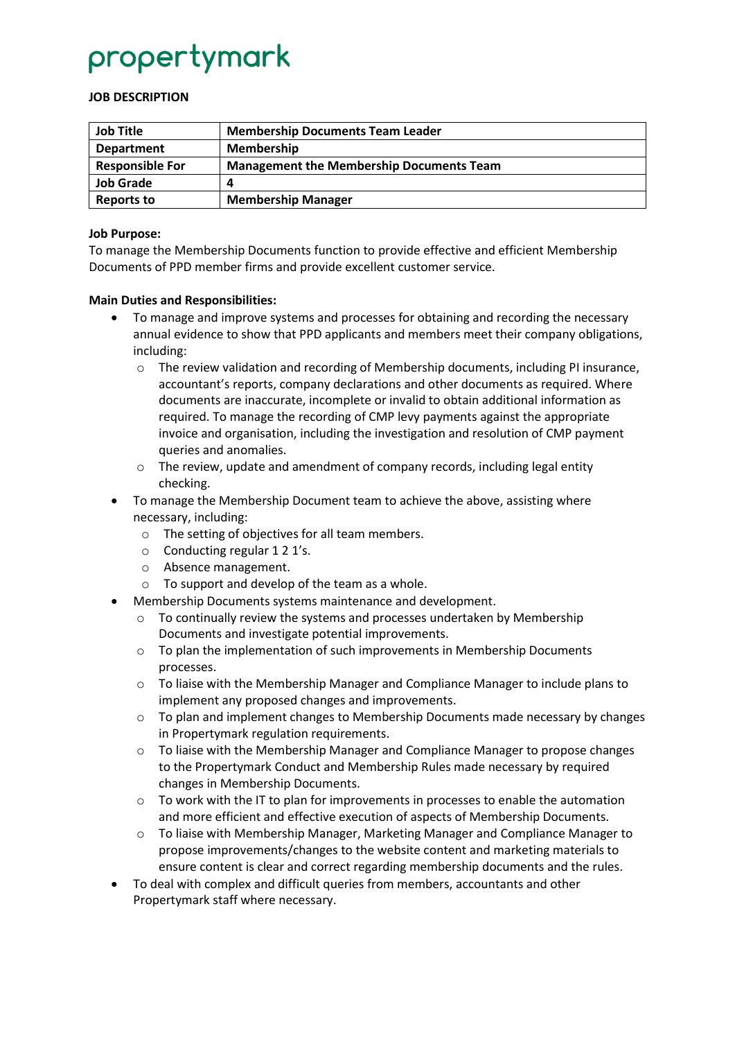propertymark

**JOB DESCRIPTION**

| **Job Title** | **Membership Documents Team Leader** |
|---|---|
| **Department** | **Membership** |
| **Responsible For** | **Management the Membership Documents Team** |
| **Job Grade** | **4** |
| **Reports to** | **Membership Manager** |

**Job Purpose:**
To manage the Membership Documents function to provide effective and efficient Membership Documents of PPD member firms and provide excellent customer service.

**Main Duties and Responsibilities:**

- To manage and improve systems and processes for obtaining and recording the necessary annual evidence to show that PPD applicants and members meet their company obligations, including:
  - The review validation and recording of Membership documents, including PI insurance, accountant's reports, company declarations and other documents as required. Where documents are inaccurate, incomplete or invalid to obtain additional information as required. To manage the recording of CMP levy payments against the appropriate invoice and organisation, including the investigation and resolution of CMP payment queries and anomalies.
  - The review, update and amendment of company records, including legal entity checking.
- To manage the Membership Document team to achieve the above, assisting where necessary, including:
  - The setting of objectives for all team members.
  - Conducting regular 1 2 1's.
  - Absence management.
  - To support and develop of the team as a whole.
- Membership Documents systems maintenance and development.
  - To continually review the systems and processes undertaken by Membership Documents and investigate potential improvements.
  - To plan the implementation of such improvements in Membership Documents processes.
  - To liaise with the Membership Manager and Compliance Manager to include plans to implement any proposed changes and improvements.
  - To plan and implement changes to Membership Documents made necessary by changes in Propertymark regulation requirements.
  - To liaise with the Membership Manager and Compliance Manager to propose changes to the Propertymark Conduct and Membership Rules made necessary by required changes in Membership Documents.
  - To work with the IT to plan for improvements in processes to enable the automation and more efficient and effective execution of aspects of Membership Documents.
  - To liaise with Membership Manager, Marketing Manager and Compliance Manager to propose improvements/changes to the website content and marketing materials to ensure content is clear and correct regarding membership documents and the rules.
- To deal with complex and difficult queries from members, accountants and other Propertymark staff where necessary.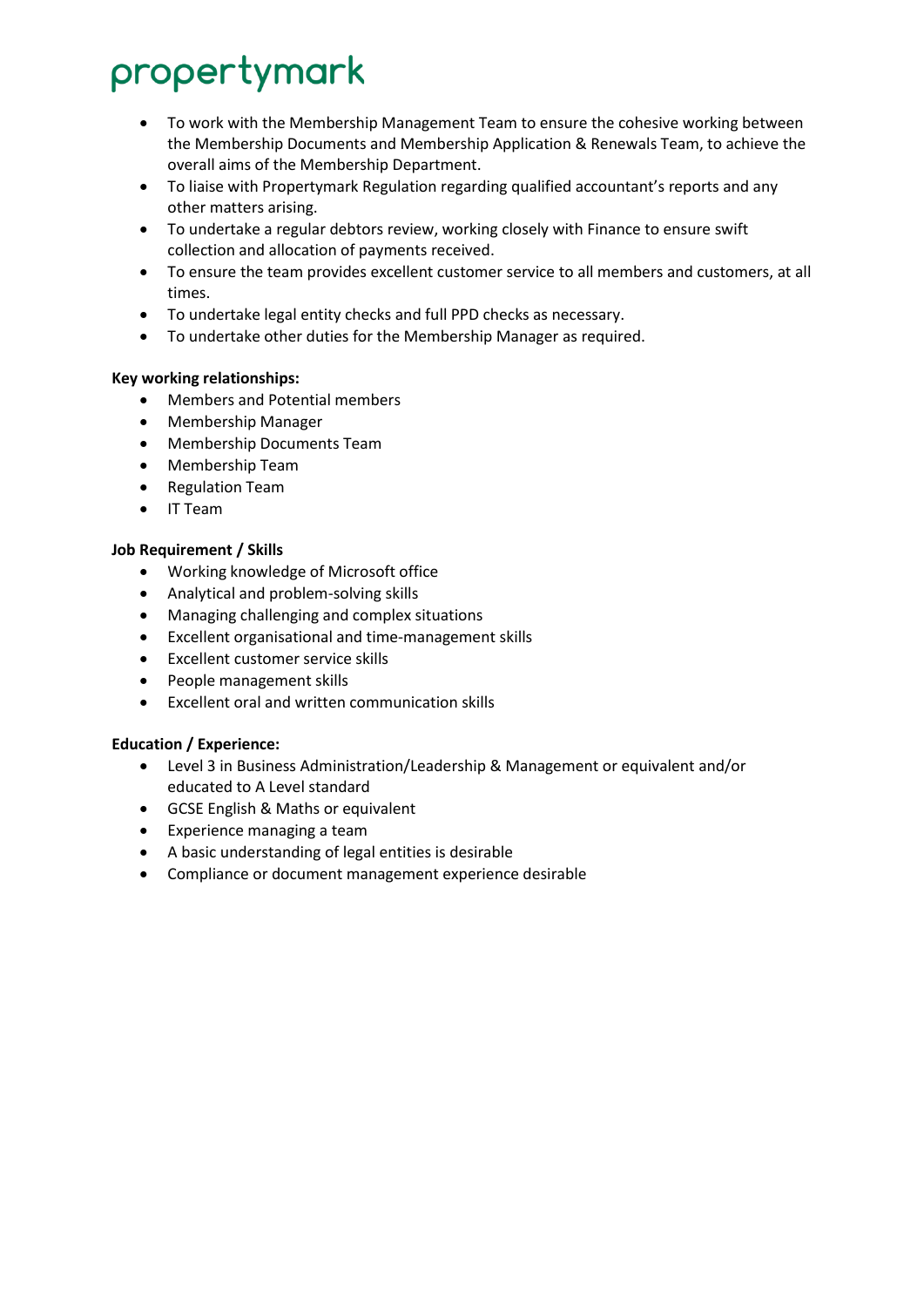- To work with the Membership Management Team to ensure the cohesive working between the Membership Documents and Membership Application & Renewals Team, to achieve the overall aims of the Membership Department.
- To liaise with Propertymark Regulation regarding qualified accountant's reports and any other matters arising.
- To undertake a regular debtors review, working closely with Finance to ensure swift collection and allocation of payments received.
- To ensure the team provides excellent customer service to all members and customers, at all times.
- To undertake legal entity checks and full PPD checks as necessary.
- To undertake other duties for the Membership Manager as required.

**Key working relationships:**

- Members and Potential members
- Membership Manager
- Membership Documents Team
- Membership Team
- Regulation Team
- IT Team

**Job Requirement / Skills**

- Working knowledge of Microsoft office
- Analytical and problem-solving skills
- Managing challenging and complex situations
- Excellent organisational and time-management skills
- Excellent customer service skills
- People management skills
- Excellent oral and written communication skills

**Education / Experience:**

- Level 3 in Business Administration/Leadership & Management or equivalent and/or educated to A Level standard
- GCSE English & Maths or equivalent
- Experience managing a team
- A basic understanding of legal entities is desirable
- Compliance or document management experience desirable